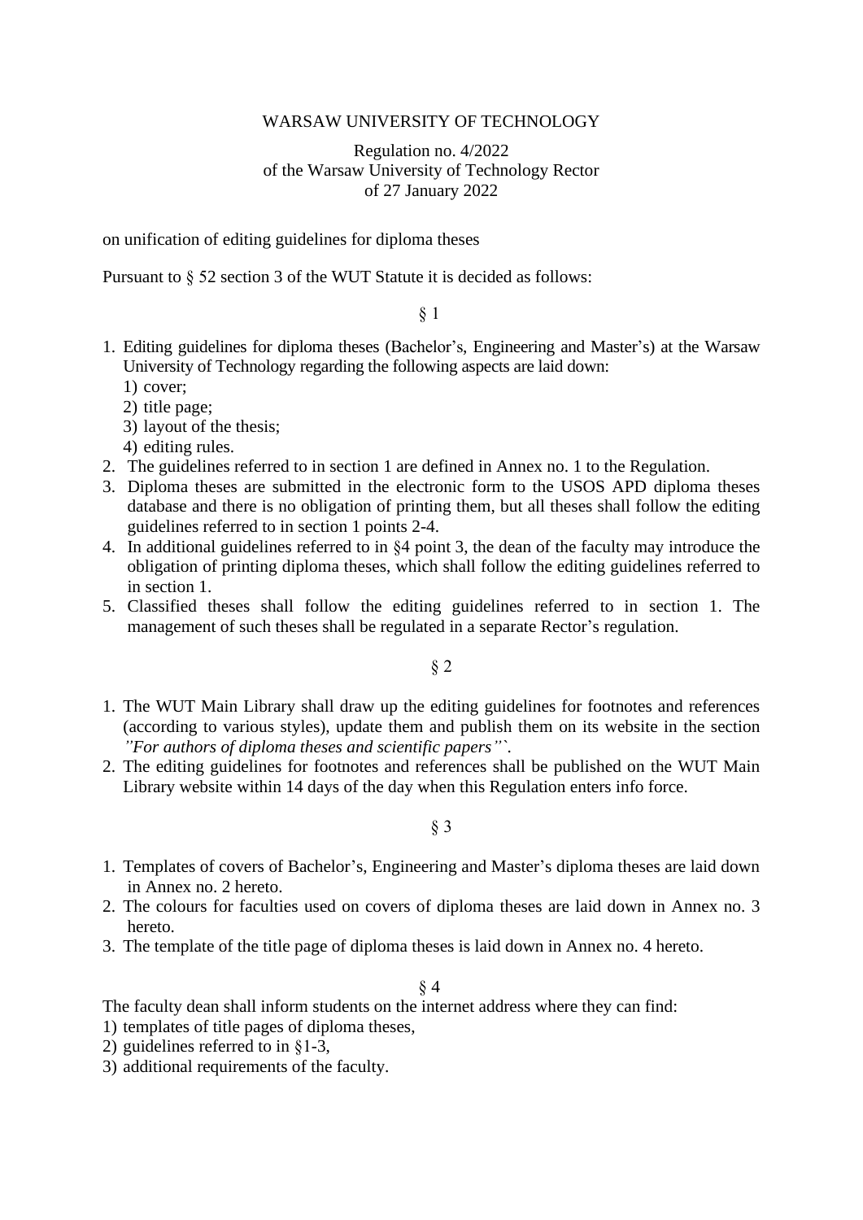WARSAW UNIVERSITY OF TECHNOLOGY

Regulation no. 4/2022
of the Warsaw University of Technology Rector
of 27 January 2022

on unification of editing guidelines for diploma theses

Pursuant to § 52 section 3 of the WUT Statute it is decided as follows:

§ 1

1. Editing guidelines for diploma theses (Bachelor's, Engineering and Master's) at the Warsaw University of Technology regarding the following aspects are laid down:
   1) cover;
   2) title page;
   3) layout of the thesis;
   4) editing rules.
2. The guidelines referred to in section 1 are defined in Annex no. 1 to the Regulation.
3. Diploma theses are submitted in the electronic form to the USOS APD diploma theses database and there is no obligation of printing them, but all theses shall follow the editing guidelines referred to in section 1 points 2-4.
4. In additional guidelines referred to in §4 point 3, the dean of the faculty may introduce the obligation of printing diploma theses, which shall follow the editing guidelines referred to in section 1.
5. Classified theses shall follow the editing guidelines referred to in section 1. The management of such theses shall be regulated in a separate Rector's regulation.

§ 2

1. The WUT Main Library shall draw up the editing guidelines for footnotes and references (according to various styles), update them and publish them on its website in the section *"For authors of diploma theses and scientific papers"*`.
2. The editing guidelines for footnotes and references shall be published on the WUT Main Library website within 14 days of the day when this Regulation enters info force.

§ 3

1. Templates of covers of Bachelor's, Engineering and Master's diploma theses are laid down in Annex no. 2 hereto.
2. The colours for faculties used on covers of diploma theses are laid down in Annex no. 3 hereto.
3. The template of the title page of diploma theses is laid down in Annex no. 4 hereto.

§ 4

The faculty dean shall inform students on the internet address where they can find:

1) templates of title pages of diploma theses,
2) guidelines referred to in §1-3,
3) additional requirements of the faculty.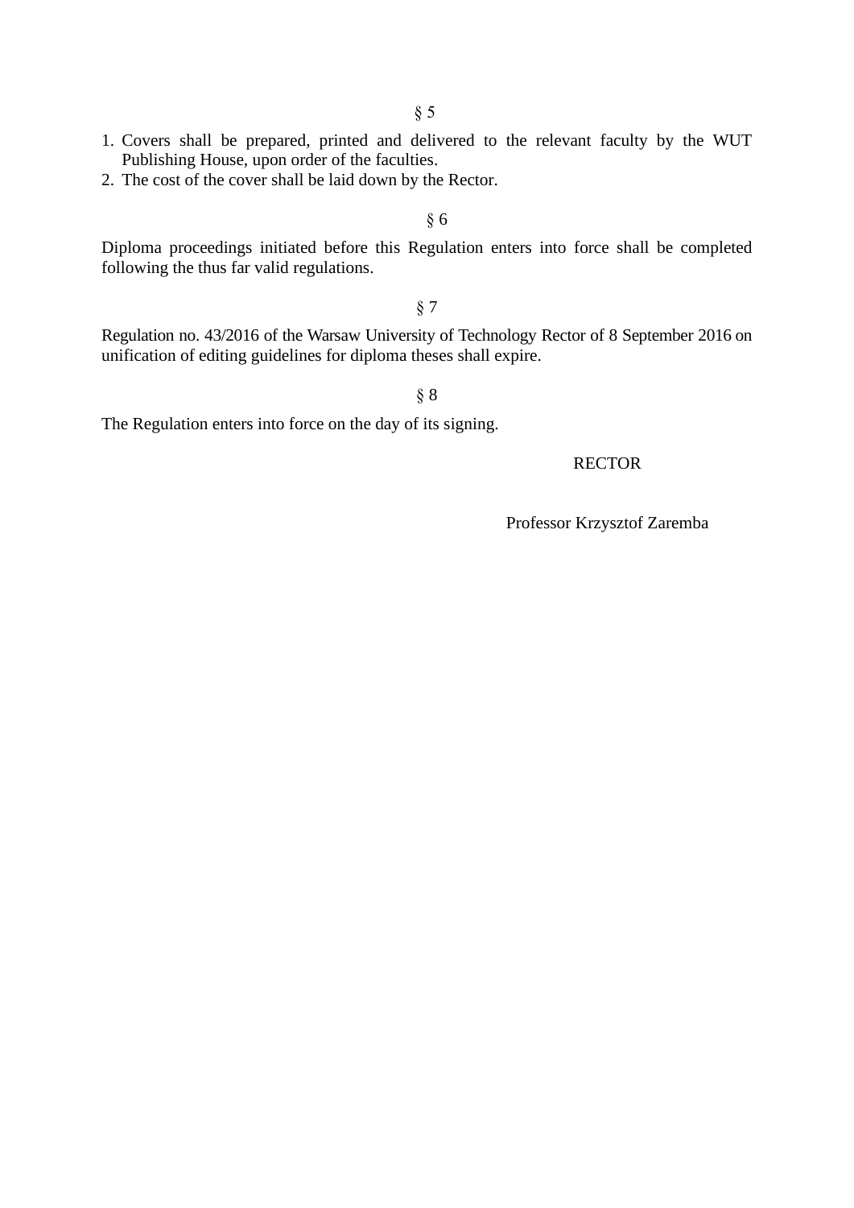§ 5

1. Covers shall be prepared, printed and delivered to the relevant faculty by the WUT Publishing House, upon order of the faculties.
2. The cost of the cover shall be laid down by the Rector.

§ 6

Diploma proceedings initiated before this Regulation enters into force shall be completed following the thus far valid regulations.

§ 7

Regulation no. 43/2016 of the Warsaw University of Technology Rector of 8 September 2016 on unification of editing guidelines for diploma theses shall expire.

§ 8

The Regulation enters into force on the day of its signing.

RECTOR

Professor Krzysztof Zaremba